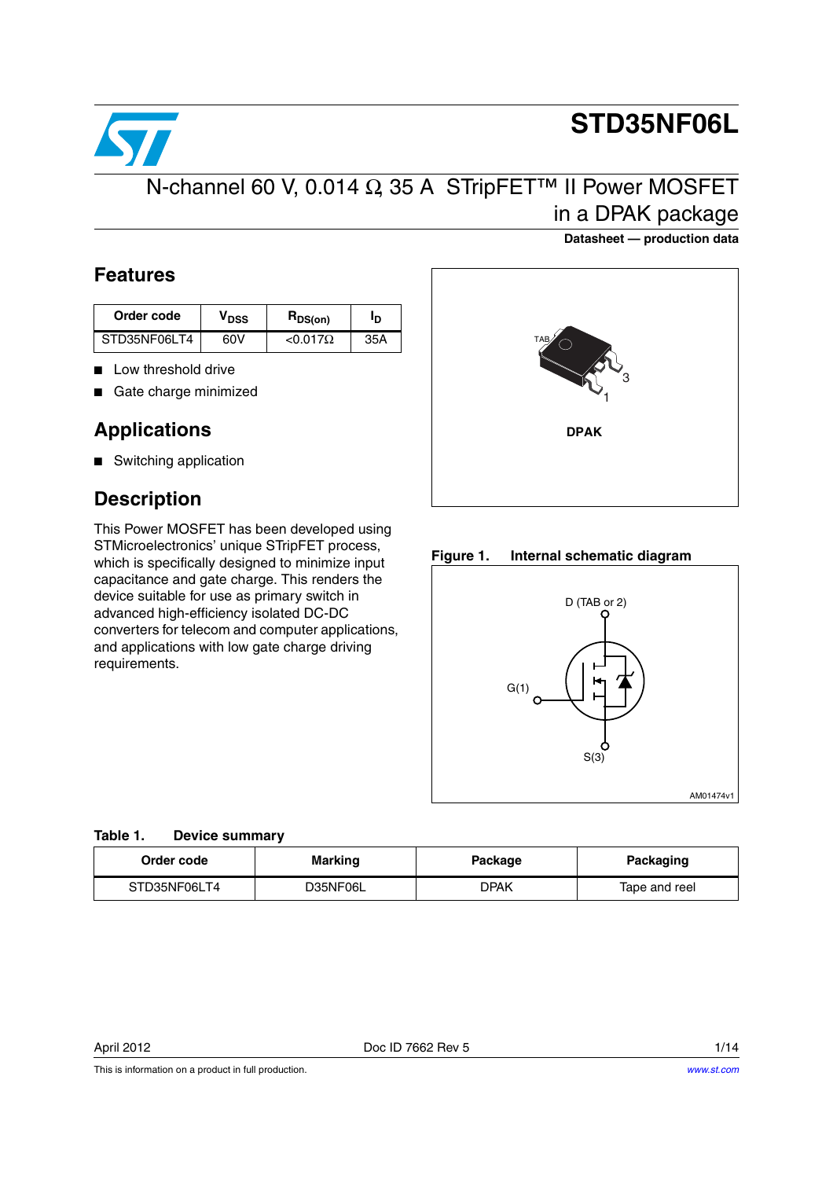# STD35NF06L

## N-channel 60 V, 0.014 Ω, 35 A STripFET™ II Power MOSFET in a DPAK package

**Datasheet — production data**

## Features

| Order code | $V_{DSS}$ | $R_{DS(on)}$ | $I_D$ |
|---|---|---|---|
| STD35NF06LT4 | 60V | <0.017Ω | 35A |

- Low threshold drive
- Gate charge minimized

## Applications

- Switching application

## Description

This Power MOSFET has been developed using STMicroelectronics' unique STripFET process, which is specifically designed to minimize input capacitance and gate charge. This renders the device suitable for use as primary switch in advanced high-efficiency isolated DC-DC converters for telecom and computer applications, and applications with low gate charge driving requirements.

TAB

3

1

DPAK

**Figure 1. Internal schematic diagram**

D (TAB or 2)

G(1)

S(3)

AM01474v1

**Table 1. Device summary**

| Order code | Marking | Package | Packaging |
|---|---|---|---|
| STD35NF06LT4 | D35NF06L | DPAK | Tape and reel |

April 2012 Doc ID 7662 Rev 5

This is information on a product in full production.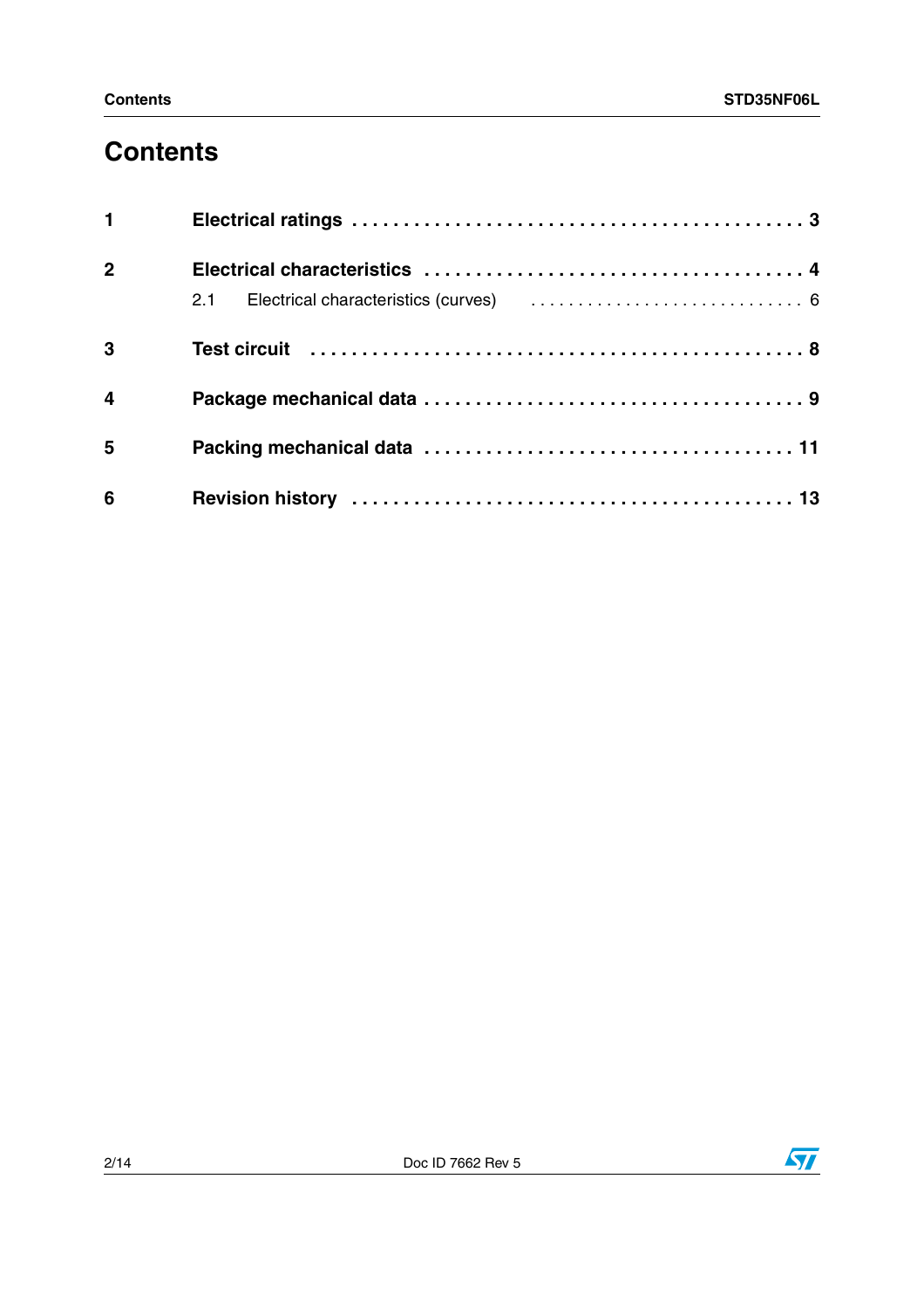# Contents

1 **Electrical ratings** . . . . . . . . . . . . . . . . . . . . . . . . . . . . . . . . . . . . . . . . . . . 3

2 **Electrical characteristics** . . . . . . . . . . . . . . . . . . . . . . . . . . . . . . . . . . . . 4

  2.1 Electrical characteristics (curves) . . . . . . . . . . . . . . . . . . . . . . . . . . . . . 6

3 **Test circuit** . . . . . . . . . . . . . . . . . . . . . . . . . . . . . . . . . . . . . . . . . . . . . 8

4 **Package mechanical data** . . . . . . . . . . . . . . . . . . . . . . . . . . . . . . . . . . . 9

5 **Packing mechanical data** . . . . . . . . . . . . . . . . . . . . . . . . . . . . . . . . . . 11

6 **Revision history** . . . . . . . . . . . . . . . . . . . . . . . . . . . . . . . . . . . . . . . . 13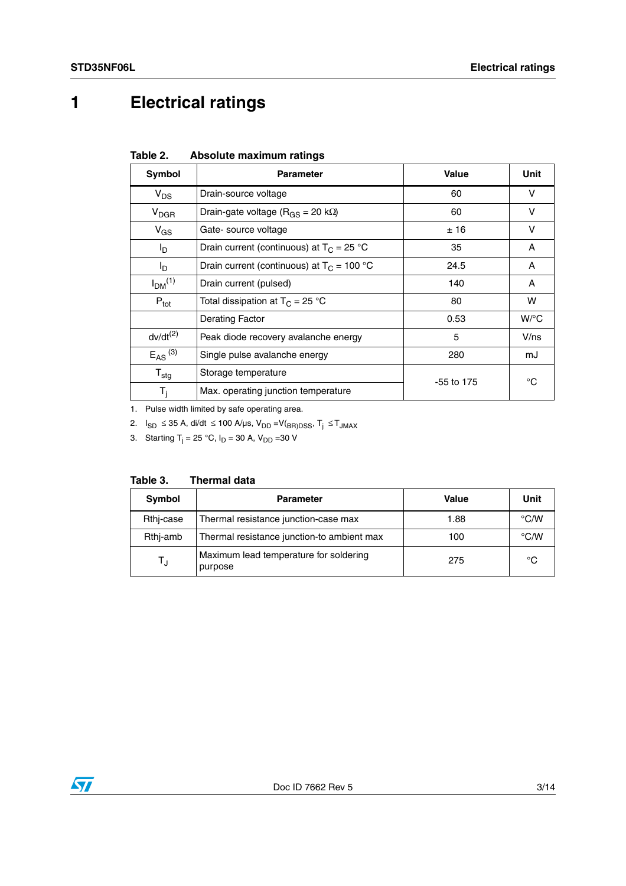# 1 Electrical ratings

**Table 2. Absolute maximum ratings**

| Symbol | Parameter | Value | Unit |
|---|---|---|---|
| $V_{DS}$ | Drain-source voltage | 60 | V |
| $V_{DGR}$ | Drain-gate voltage ($R_{GS}$ = 20 kΩ) | 60 | V |
| $V_{GS}$ | Gate- source voltage | ± 16 | V |
| $I_D$ | Drain current (continuous) at $T_C$ = 25 °C | 35 | A |
| $I_D$ | Drain current (continuous) at $T_C$ = 100 °C | 24.5 | A |
| $I_{DM}$ [(1)] | Drain current (pulsed) | 140 | A |
| $P_{tot}$ | Total dissipation at $T_C$ = 25 °C | 80 | W |
| | Derating Factor | 0.53 | W/°C |
| dv/dt [(2)] | Peak diode recovery avalanche energy | 5 | V/ns |
| $E_{AS}$ [(3)] | Single pulse avalanche energy | 280 | mJ |
| $T_{stg}$ | Storage temperature | -55 to 175 | °C |
| $T_j$ | Max. operating junction temperature | | |

1. Pulse width limited by safe operating area.
2. $I_{SD}$ ≤ 35 A, di/dt ≤ 100 A/µs, $V_{DD}$ =$V_{(BR)DSS}$, $T_j$ ≤ $T_{JMAX}$
3. Starting $T_j$ = 25 °C, $I_D$ = 30 A, $V_{DD}$ =30 V

**Table 3. Thermal data**

| Symbol | Parameter | Value | Unit |
|---|---|---|---|
| Rthj-case | Thermal resistance junction-case max | 1.88 | °C/W |
| Rthj-amb | Thermal resistance junction-to ambient max | 100 | °C/W |
| $T_J$ | Maximum lead temperature for soldering purpose | 275 | °C |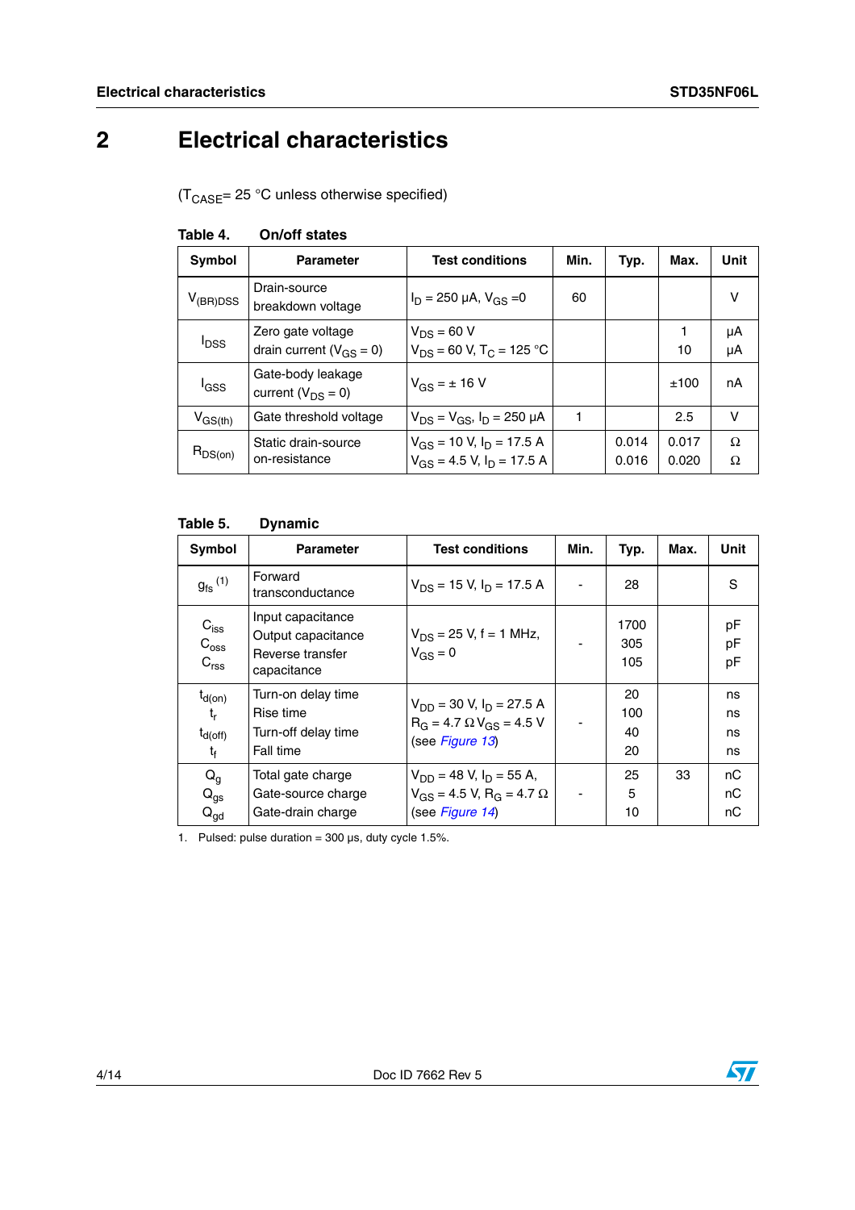# 2 Electrical characteristics

($T_{CASE}$= 25 °C unless otherwise specified)

**Table 4. On/off states**

| Symbol | Parameter | Test conditions | Min. | Typ. | Max. | Unit |
|---|---|---|---|---|---|---|
| $V_{(BR)DSS}$ | Drain-source breakdown voltage | $I_D$ = 250 µA, $V_{GS}$ =0 | 60 | | | V |
| $I_{DSS}$ | Zero gate voltage drain current ($V_{GS}$ = 0) | $V_{DS}$ = 60 V<br>$V_{DS}$ = 60 V, $T_C$ = 125 °C | | | 1<br>10 | µA<br>µA |
| $I_{GSS}$ | Gate-body leakage current ($V_{DS}$ = 0) | $V_{GS}$ = ± 16 V | | | ±100 | nA |
| $V_{GS(th)}$ | Gate threshold voltage | $V_{DS}$ = $V_{GS}$, $I_D$ = 250 µA | 1 | | 2.5 | V |
| $R_{DS(on)}$ | Static drain-source on-resistance | $V_{GS}$ = 10 V, $I_D$ = 17.5 A<br>$V_{GS}$ = 4.5 V, $I_D$ = 17.5 A | | 0.014<br>0.016 | 0.017<br>0.020 | Ω<br>Ω |

**Table 5. Dynamic**

| Symbol | Parameter | Test conditions | Min. | Typ. | Max. | Unit |
|---|---|---|---|---|---|---|
| $g_{fs}$ (1) | Forward transconductance | $V_{DS}$ = 15 V, $I_D$ = 17.5 A | - | 28 | | S |
| $C_{iss}$<br>$C_{oss}$<br>$C_{rss}$ | Input capacitance<br>Output capacitance<br>Reverse transfer capacitance | $V_{DS}$ = 25 V, f = 1 MHz, $V_{GS}$ = 0 | - | 1700<br>305<br>105 | | pF<br>pF<br>pF |
| $t_{d(on)}$<br>$t_r$<br>$t_{d(off)}$<br>$t_f$ | Turn-on delay time<br>Rise time<br>Turn-off delay time<br>Fall time | $V_{DD}$ = 30 V, $I_D$ = 27.5 A<br>$R_G$ = 4.7 Ω $V_{GS}$ = 4.5 V<br>(see *Figure 13*) | - | 20<br>100<br>40<br>20 | | ns<br>ns<br>ns<br>ns |
| $Q_g$<br>$Q_{gs}$<br>$Q_{gd}$ | Total gate charge<br>Gate-source charge<br>Gate-drain charge | $V_{DD}$ = 48 V, $I_D$ = 55 A,<br>$V_{GS}$ = 4.5 V, $R_G$ = 4.7 Ω<br>(see *Figure 14*) | - | 25<br>5<br>10 | 33 | nC<br>nC<br>nC |

1. Pulsed: pulse duration = 300 µs, duty cycle 1.5%.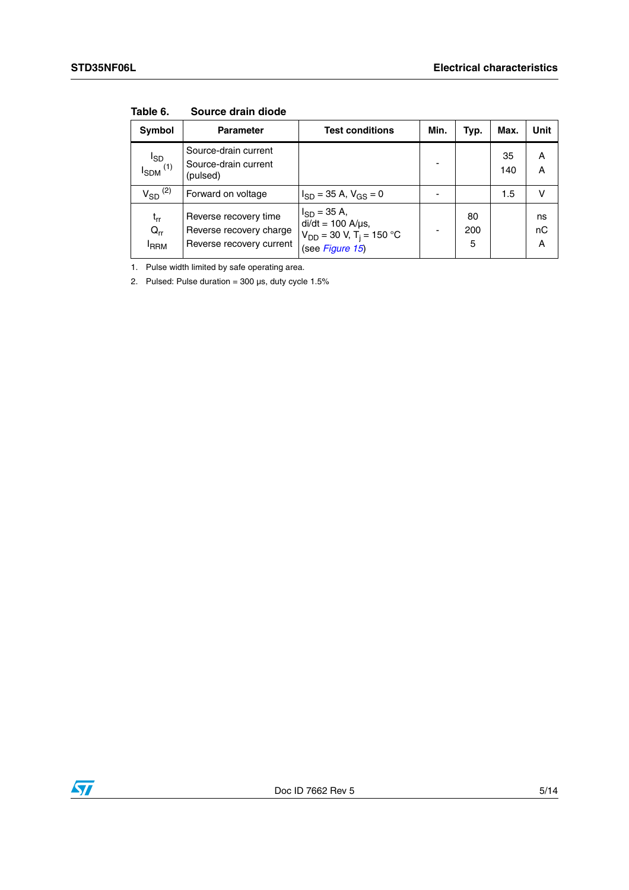Table 6. Source drain diode

| Symbol | Parameter | Test conditions | Min. | Typ. | Max. | Unit |
|---|---|---|---|---|---|---|
| $I_{SD}$<br>$I_{SDM}$ [(1)] | Source-drain current<br>Source-drain current (pulsed) | | - | | 35<br>140 | A<br>A |
| $V_{SD}$ [(2)] | Forward on voltage | $I_{SD}$ = 35 A, $V_{GS}$ = 0 | - | | 1.5 | V |
| $t_{rr}$<br>$Q_{rr}$<br>$I_{RRM}$ | Reverse recovery time<br>Reverse recovery charge<br>Reverse recovery current | $I_{SD}$ = 35 A,<br>di/dt = 100 A/µs,<br>$V_{DD}$ = 30 V, $T_j$ = 150 °C<br>(see *Figure 15*) | - | 80<br>200<br>5 | | ns<br>nC<br>A |

1. Pulse width limited by safe operating area.
2. Pulsed: Pulse duration = 300 µs, duty cycle 1.5%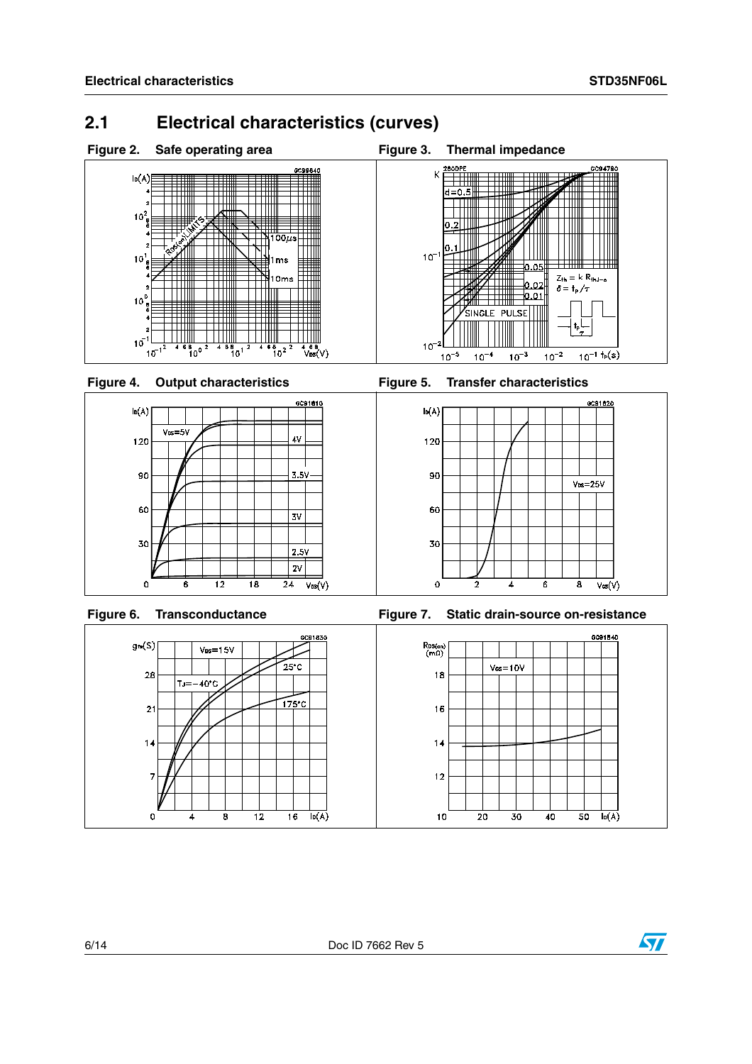## 2.1 Electrical characteristics (curves)

**Figure 2. Safe operating area**

**Figure 3. Thermal impedance**

**Figure 4. Output characteristics**

**Figure 5. Transfer characteristics**

**Figure 6. Transconductance**

**Figure 7. Static drain-source on-resistance**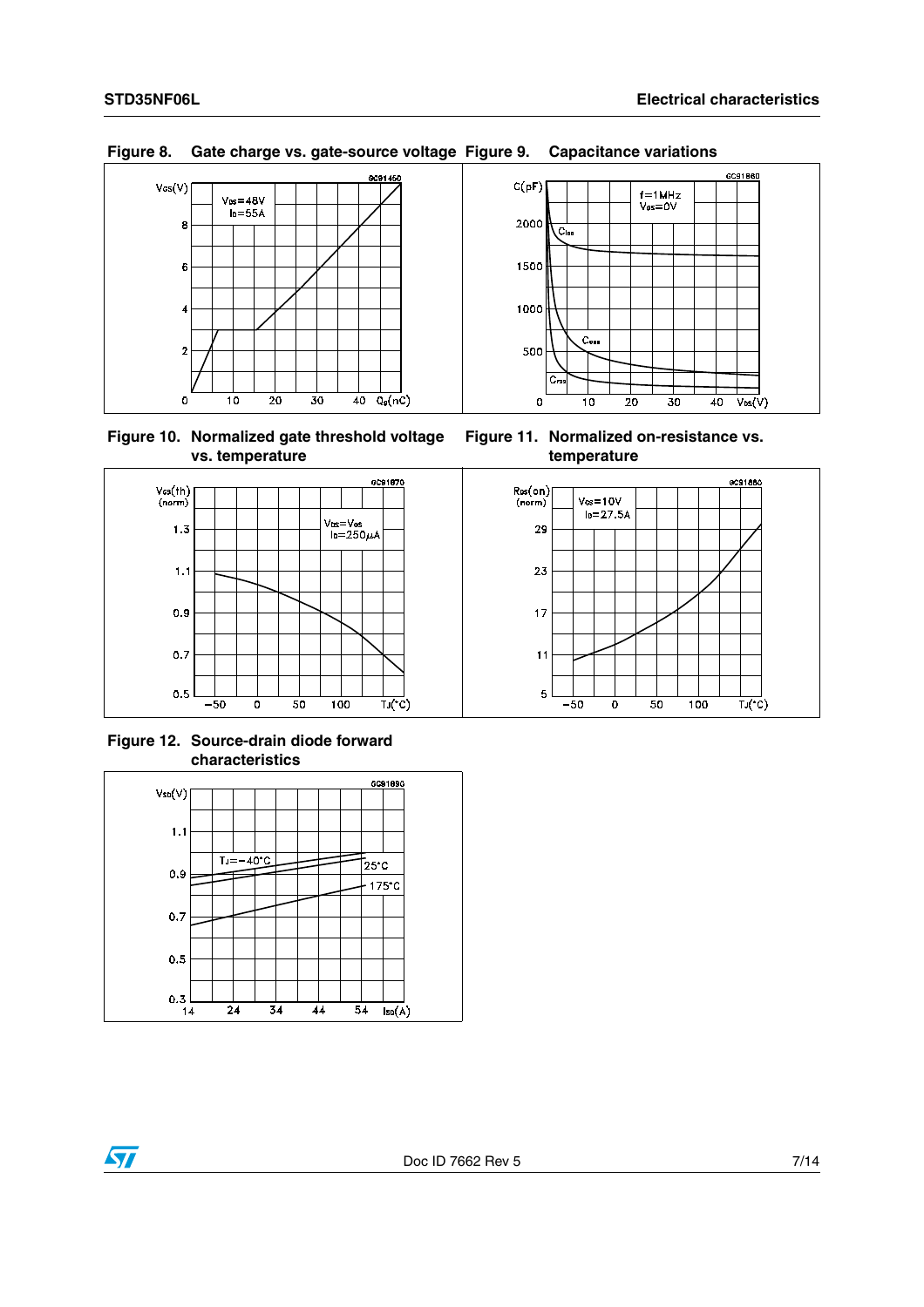**Figure 8. Gate charge vs. gate-source voltage**

**Figure 9. Capacitance variations**

**Figure 10. Normalized gate threshold voltage vs. temperature**

**Figure 11. Normalized on-resistance vs. temperature**

**Figure 12. Source-drain diode forward characteristics**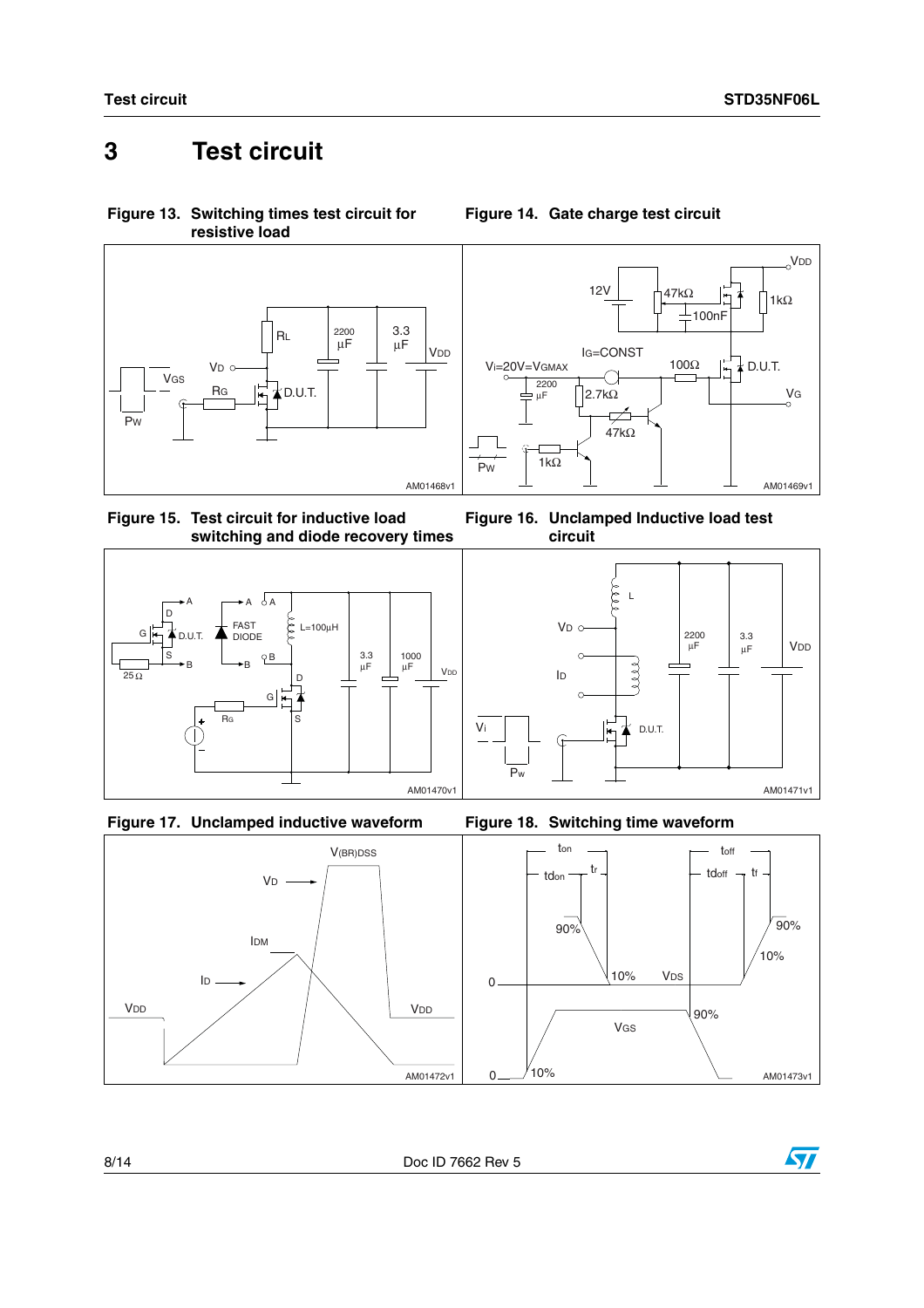# 3 Test circuit

**Figure 13. Switching times test circuit for resistive load**

**Figure 14. Gate charge test circuit**

**Figure 15. Test circuit for inductive load switching and diode recovery times**

**Figure 16. Unclamped Inductive load test circuit**

**Figure 17. Unclamped inductive waveform**

**Figure 18. Switching time waveform**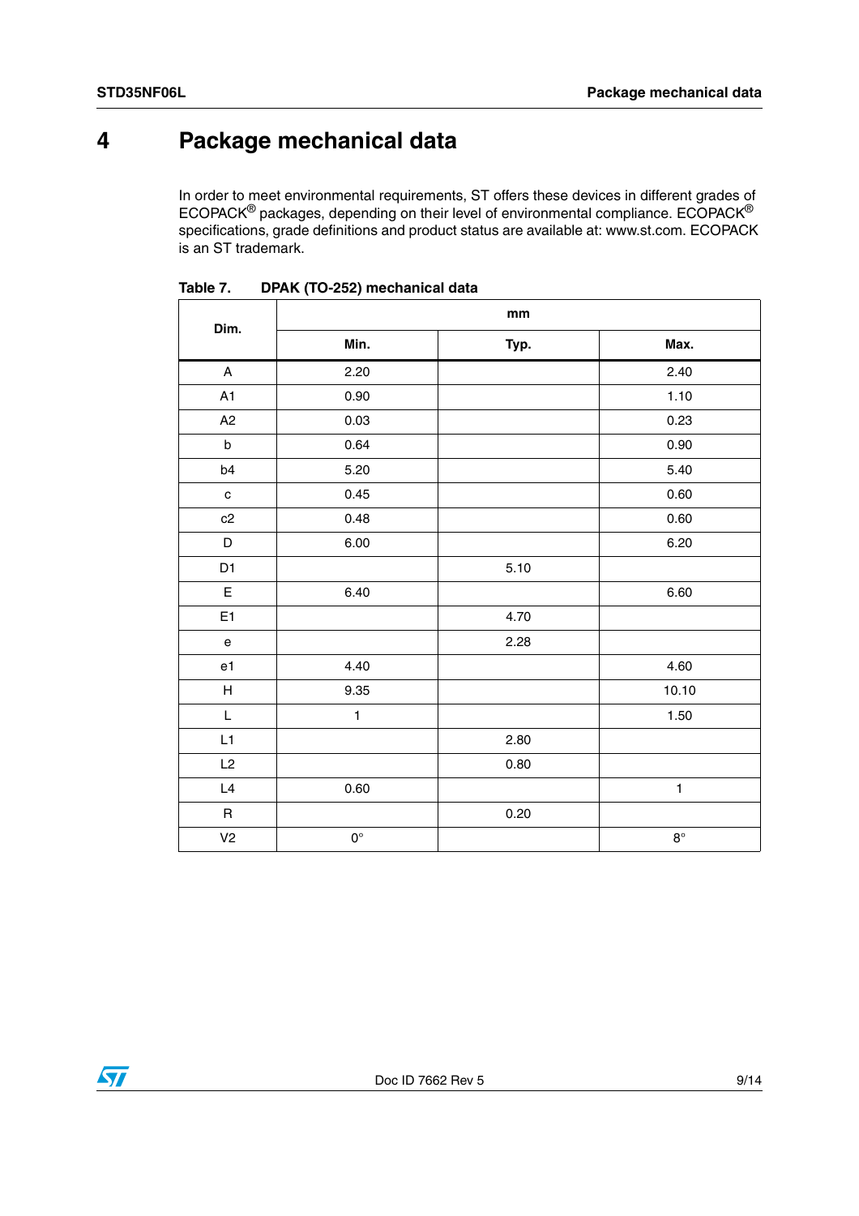# 4 Package mechanical data

In order to meet environmental requirements, ST offers these devices in different grades of ECOPACK® packages, depending on their level of environmental compliance. ECOPACK® specifications, grade definitions and product status are available at: www.st.com. ECOPACK is an ST trademark.

**Table 7. DPAK (TO-252) mechanical data**

| Dim. | mm | | |
|---|---|---|---|
| | **Min.** | **Typ.** | **Max.** |
| A | 2.20 | | 2.40 |
| A1 | 0.90 | | 1.10 |
| A2 | 0.03 | | 0.23 |
| b | 0.64 | | 0.90 |
| b4 | 5.20 | | 5.40 |
| c | 0.45 | | 0.60 |
| c2 | 0.48 | | 0.60 |
| D | 6.00 | | 6.20 |
| D1 | | 5.10 | |
| E | 6.40 | | 6.60 |
| E1 | | 4.70 | |
| e | | 2.28 | |
| e1 | 4.40 | | 4.60 |
| H | 9.35 | | 10.10 |
| L | 1 | | 1.50 |
| L1 | | 2.80 | |
| L2 | | 0.80 | |
| L4 | 0.60 | | 1 |
| R | | 0.20 | |
| V2 | 0° | | 8° |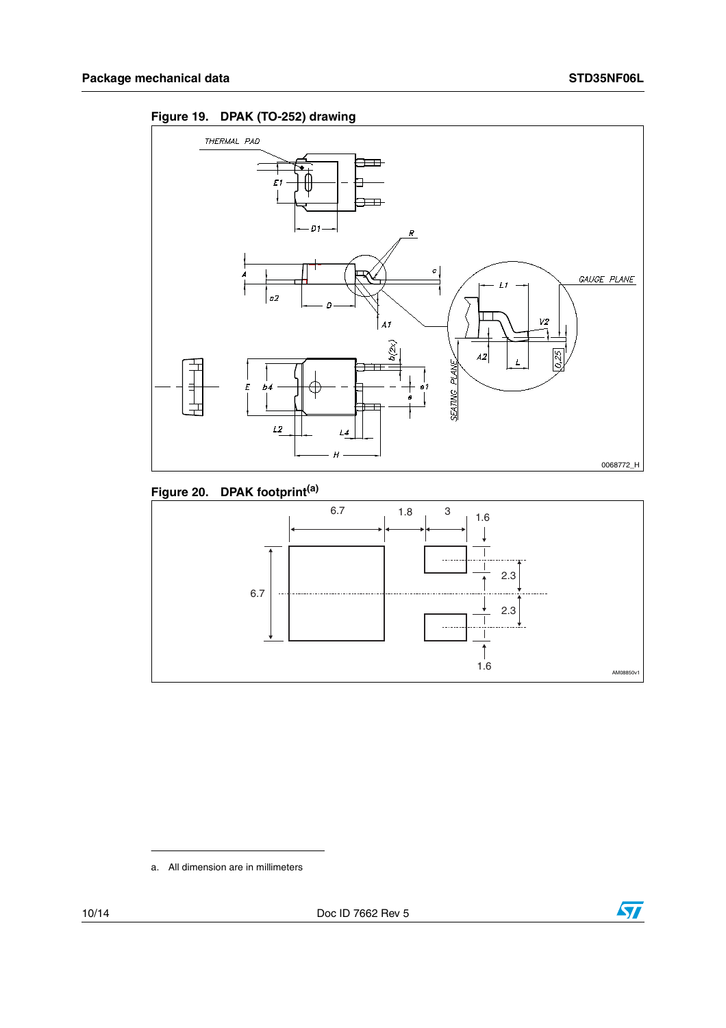## Package mechanical data

**Figure 19. DPAK (TO-252) drawing**

**Figure 20. DPAK footprint[a]**

a. All dimension are in millimeters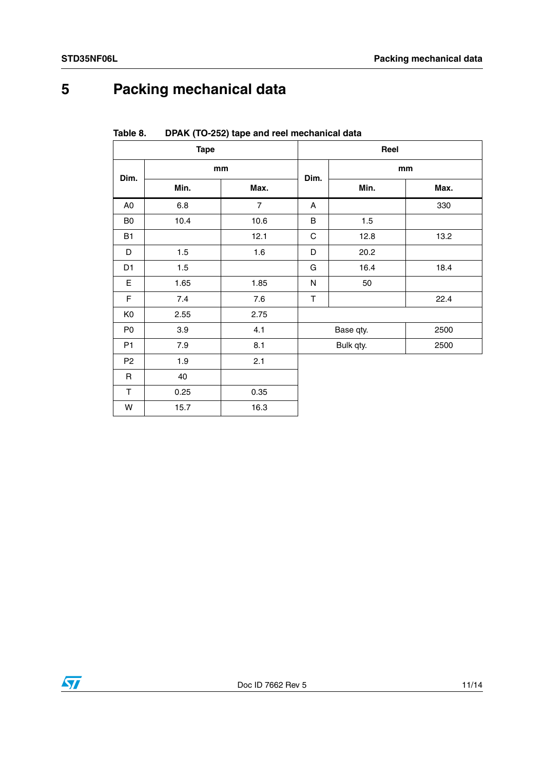// Combined tape and reel layout

# 5 Packing mechanical data

Table 8. DPAK (TO-252) tape and reel mechanical data

| Tape | | | Reel | | |
|---|---|---|---|---|---|
| Dim. | mm | | Dim. | mm | |
| | Min. | Max. | | Min. | Max. |
| A0 | 6.8 | 7 | A | | 330 |
| B0 | 10.4 | 10.6 | B | 1.5 | |
| B1 | | 12.1 | C | 12.8 | 13.2 |
| D | 1.5 | 1.6 | D | 20.2 | |
| D1 | 1.5 | | G | 16.4 | 18.4 |
| E | 1.65 | 1.85 | N | 50 | |
| F | 7.4 | 7.6 | T | | 22.4 |
| K0 | 2.55 | 2.75 | | | |
| P0 | 3.9 | 4.1 | Base qty. | | 2500 |
| P1 | 7.9 | 8.1 | Bulk qty. | | 2500 |
| P2 | 1.9 | 2.1 | | | |
| R | 40 | | | | |
| T | 0.25 | 0.35 | | | |
| W | 15.7 | 16.3 | | | |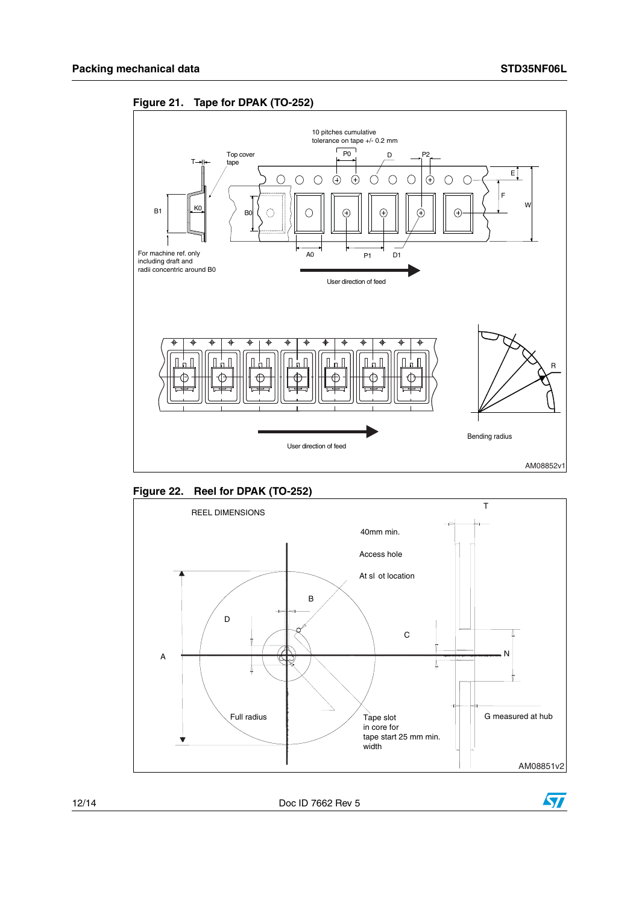**Figure 21. Tape for DPAK (TO-252)**

10 pitches cumulative tolerance on tape +/- 0.2 mm

Top cover tape

For machine ref. only including draft and radii concentric around B0

User direction of feed

User direction of feed

Bending radius

AM08852v1

**Figure 22. Reel for DPAK (TO-252)**

REEL DIMENSIONS

40mm min.

Access hole

At sl ot location

Full radius

Tape slot in core for tape start 25 mm min. width

G measured at hub

AM08851v2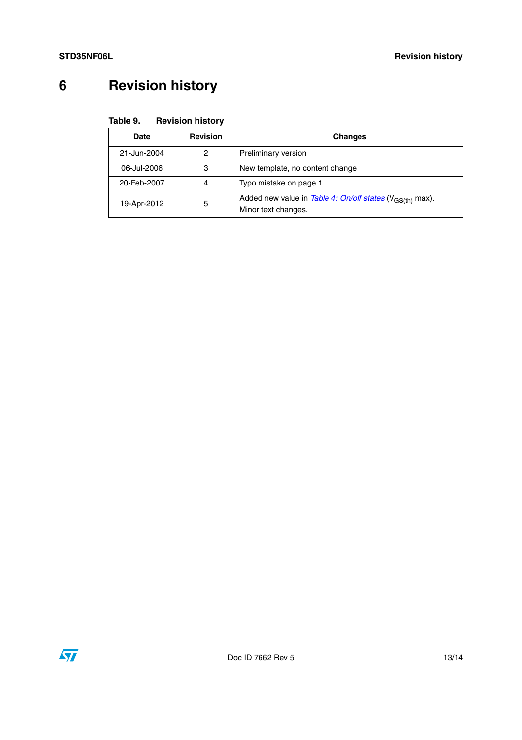# 6 Revision history

**Table 9. Revision history**

| Date | Revision | Changes |
|---|---|---|
| 21-Jun-2004 | 2 | Preliminary version |
| 06-Jul-2006 | 3 | New template, no content change |
| 20-Feb-2007 | 4 | Typo mistake on page 1 |
| 19-Apr-2012 | 5 | Added new value in *Table 4: On/off states* ($V_{GS(th)}$ max). Minor text changes. |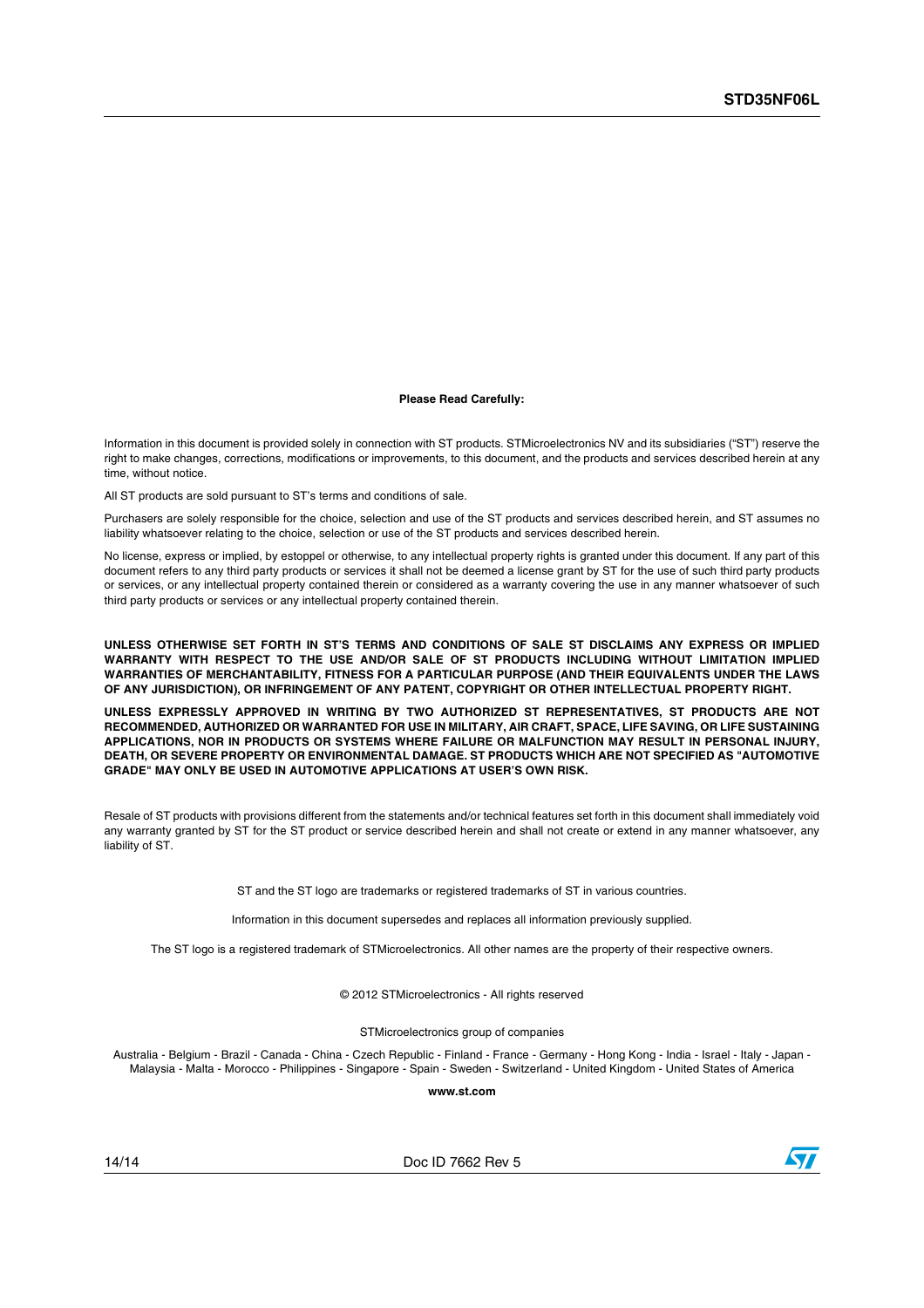**Please Read Carefully:**

Information in this document is provided solely in connection with ST products. STMicroelectronics NV and its subsidiaries (“ST”) reserve the right to make changes, corrections, modifications or improvements, to this document, and the products and services described herein at any time, without notice.

All ST products are sold pursuant to ST’s terms and conditions of sale.

Purchasers are solely responsible for the choice, selection and use of the ST products and services described herein, and ST assumes no liability whatsoever relating to the choice, selection or use of the ST products and services described herein.

No license, express or implied, by estoppel or otherwise, to any intellectual property rights is granted under this document. If any part of this document refers to any third party products or services it shall not be deemed a license grant by ST for the use of such third party products or services, or any intellectual property contained therein or considered as a warranty covering the use in any manner whatsoever of such third party products or services or any intellectual property contained therein.

**UNLESS OTHERWISE SET FORTH IN ST’S TERMS AND CONDITIONS OF SALE ST DISCLAIMS ANY EXPRESS OR IMPLIED WARRANTY WITH RESPECT TO THE USE AND/OR SALE OF ST PRODUCTS INCLUDING WITHOUT LIMITATION IMPLIED WARRANTIES OF MERCHANTABILITY, FITNESS FOR A PARTICULAR PURPOSE (AND THEIR EQUIVALENTS UNDER THE LAWS OF ANY JURISDICTION), OR INFRINGEMENT OF ANY PATENT, COPYRIGHT OR OTHER INTELLECTUAL PROPERTY RIGHT.**

**UNLESS EXPRESSLY APPROVED IN WRITING BY TWO AUTHORIZED ST REPRESENTATIVES, ST PRODUCTS ARE NOT RECOMMENDED, AUTHORIZED OR WARRANTED FOR USE IN MILITARY, AIR CRAFT, SPACE, LIFE SAVING, OR LIFE SUSTAINING APPLICATIONS, NOR IN PRODUCTS OR SYSTEMS WHERE FAILURE OR MALFUNCTION MAY RESULT IN PERSONAL INJURY, DEATH, OR SEVERE PROPERTY OR ENVIRONMENTAL DAMAGE. ST PRODUCTS WHICH ARE NOT SPECIFIED AS "AUTOMOTIVE GRADE" MAY ONLY BE USED IN AUTOMOTIVE APPLICATIONS AT USER’S OWN RISK.**

Resale of ST products with provisions different from the statements and/or technical features set forth in this document shall immediately void any warranty granted by ST for the ST product or service described herein and shall not create or extend in any manner whatsoever, any liability of ST.

ST and the ST logo are trademarks or registered trademarks of ST in various countries.

Information in this document supersedes and replaces all information previously supplied.

The ST logo is a registered trademark of STMicroelectronics. All other names are the property of their respective owners.

© 2012 STMicroelectronics - All rights reserved

STMicroelectronics group of companies

Australia - Belgium - Brazil - Canada - China - Czech Republic - Finland - France - Germany - Hong Kong - India - Israel - Italy - Japan - Malaysia - Malta - Morocco - Philippines - Singapore - Spain - Sweden - Switzerland - United Kingdom - United States of America

**www.st.com**